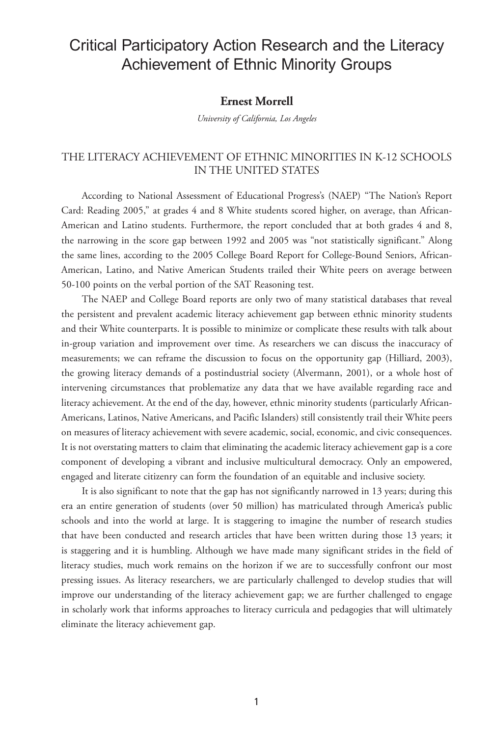# Critical Participatory Action Research and the Literacy Achievement of Ethnic Minority Groups

**Ernest Morrell**

*University of California, Los Angeles*

## THE LITERACY ACHIEVEMENT OF ETHNIC MINORITIES IN K-12 SCHOOLS IN THE UNITED STATES

According to National Assessment of Educational Progress's (NAEP) "The Nation's Report Card: Reading 2005," at grades 4 and 8 White students scored higher, on average, than African-American and Latino students. Furthermore, the report concluded that at both grades 4 and 8, the narrowing in the score gap between 1992 and 2005 was "not statistically significant." Along the same lines, according to the 2005 College Board Report for College-Bound Seniors, African-American, Latino, and Native American Students trailed their White peers on average between 50-100 points on the verbal portion of the SAT Reasoning test.

The NAEP and College Board reports are only two of many statistical databases that reveal the persistent and prevalent academic literacy achievement gap between ethnic minority students and their White counterparts. It is possible to minimize or complicate these results with talk about in-group variation and improvement over time. As researchers we can discuss the inaccuracy of measurements; we can reframe the discussion to focus on the opportunity gap (Hilliard, 2003), the growing literacy demands of a postindustrial society (Alvermann, 2001), or a whole host of intervening circumstances that problematize any data that we have available regarding race and literacy achievement. At the end of the day, however, ethnic minority students (particularly African-Americans, Latinos, Native Americans, and Pacific Islanders) still consistently trail their White peers on measures of literacy achievement with severe academic, social, economic, and civic consequences. It is not overstating matters to claim that eliminating the academic literacy achievement gap is a core component of developing a vibrant and inclusive multicultural democracy. Only an empowered, engaged and literate citizenry can form the foundation of an equitable and inclusive society.

It is also significant to note that the gap has not significantly narrowed in 13 years; during this era an entire generation of students (over 50 million) has matriculated through America's public schools and into the world at large. It is staggering to imagine the number of research studies that have been conducted and research articles that have been written during those 13 years; it is staggering and it is humbling. Although we have made many significant strides in the field of literacy studies, much work remains on the horizon if we are to successfully confront our most pressing issues. As literacy researchers, we are particularly challenged to develop studies that will improve our understanding of the literacy achievement gap; we are further challenged to engage in scholarly work that informs approaches to literacy curricula and pedagogies that will ultimately eliminate the literacy achievement gap.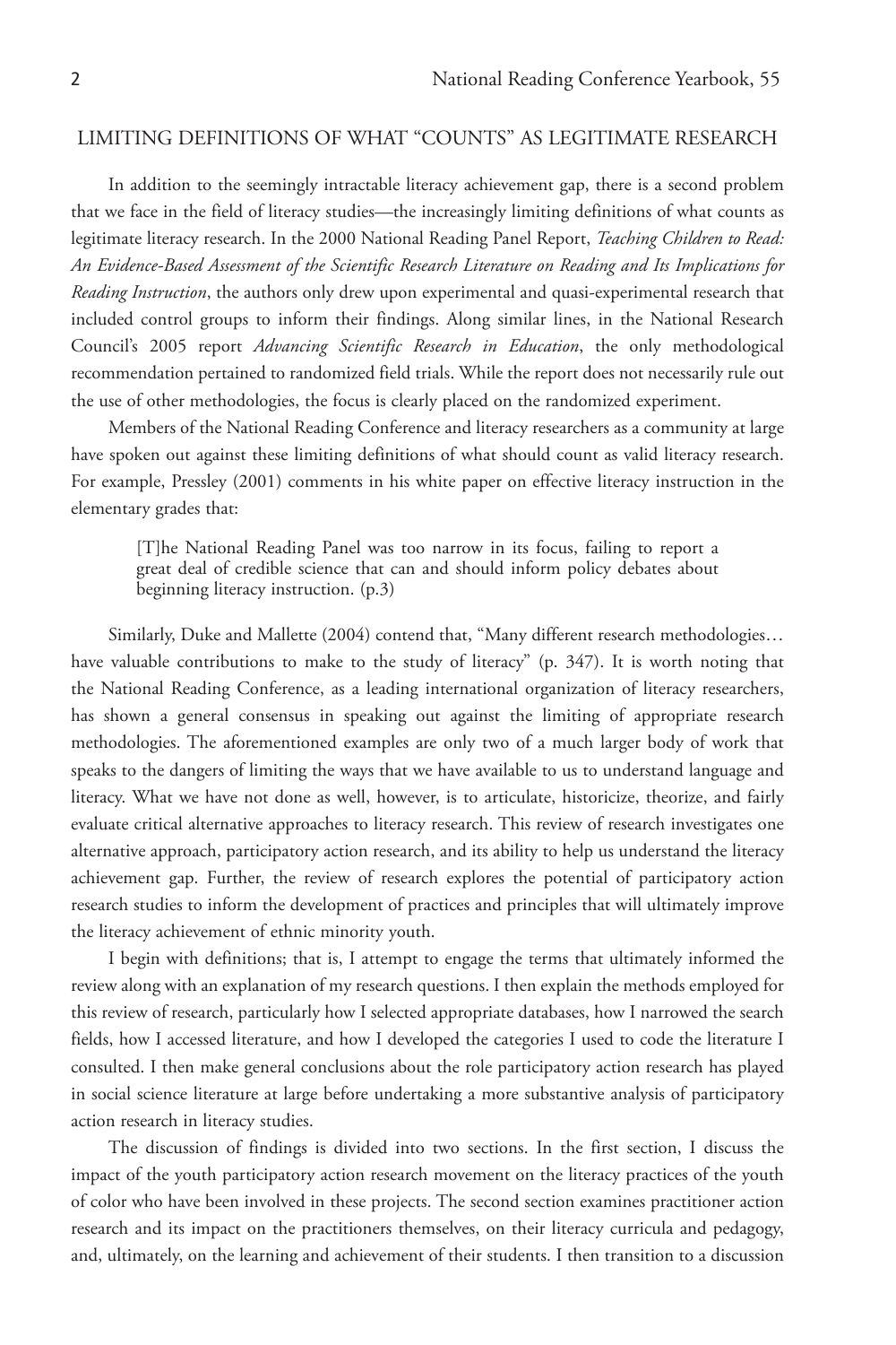## LIMITING DEFINITIONS OF WHAT "COUNTS" AS LEGITIMATE RESEARCH

In addition to the seemingly intractable literacy achievement gap, there is a second problem that we face in the field of literacy studies—the increasingly limiting definitions of what counts as legitimate literacy research. In the 2000 National Reading Panel Report, *Teaching Children to Read: An Evidence-Based Assessment of the Scientific Research Literature on Reading and Its Implications for Reading Instruction*, the authors only drew upon experimental and quasi-experimental research that included control groups to inform their findings. Along similar lines, in the National Research Council's 2005 report *Advancing Scientific Research in Education*, the only methodological recommendation pertained to randomized field trials. While the report does not necessarily rule out the use of other methodologies, the focus is clearly placed on the randomized experiment.

Members of the National Reading Conference and literacy researchers as a community at large have spoken out against these limiting definitions of what should count as valid literacy research. For example, Pressley (2001) comments in his white paper on effective literacy instruction in the elementary grades that:

> [T]he National Reading Panel was too narrow in its focus, failing to report a great deal of credible science that can and should inform policy debates about beginning literacy instruction. (p.3)

Similarly, Duke and Mallette (2004) contend that, "Many different research methodologies… have valuable contributions to make to the study of literacy" (p. 347). It is worth noting that the National Reading Conference, as a leading international organization of literacy researchers, has shown a general consensus in speaking out against the limiting of appropriate research methodologies. The aforementioned examples are only two of a much larger body of work that speaks to the dangers of limiting the ways that we have available to us to understand language and literacy. What we have not done as well, however, is to articulate, historicize, theorize, and fairly evaluate critical alternative approaches to literacy research. This review of research investigates one alternative approach, participatory action research, and its ability to help us understand the literacy achievement gap. Further, the review of research explores the potential of participatory action research studies to inform the development of practices and principles that will ultimately improve the literacy achievement of ethnic minority youth.

I begin with definitions; that is, I attempt to engage the terms that ultimately informed the review along with an explanation of my research questions. I then explain the methods employed for this review of research, particularly how I selected appropriate databases, how I narrowed the search fields, how I accessed literature, and how I developed the categories I used to code the literature I consulted. I then make general conclusions about the role participatory action research has played in social science literature at large before undertaking a more substantive analysis of participatory action research in literacy studies.

The discussion of findings is divided into two sections. In the first section, I discuss the impact of the youth participatory action research movement on the literacy practices of the youth of color who have been involved in these projects. The second section examines practitioner action research and its impact on the practitioners themselves, on their literacy curricula and pedagogy, and, ultimately, on the learning and achievement of their students. I then transition to a discussion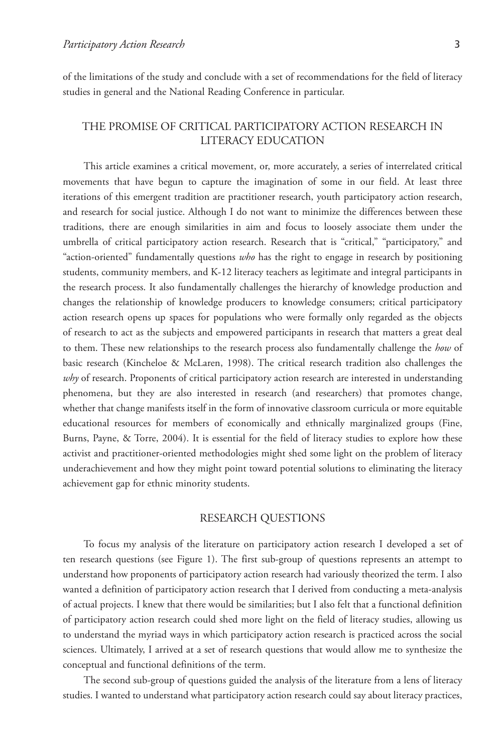of the limitations of the study and conclude with a set of recommendations for the field of literacy studies in general and the National Reading Conference in particular.

## THE PROMISE OF CRITICAL PARTICIPATORY ACTION RESEARCH IN LITERACY EDUCATION

This article examines a critical movement, or, more accurately, a series of interrelated critical movements that have begun to capture the imagination of some in our field. At least three iterations of this emergent tradition are practitioner research, youth participatory action research, and research for social justice. Although I do not want to minimize the differences between these traditions, there are enough similarities in aim and focus to loosely associate them under the umbrella of critical participatory action research. Research that is "critical," "participatory," and "action-oriented" fundamentally questions *who* has the right to engage in research by positioning students, community members, and K-12 literacy teachers as legitimate and integral participants in the research process. It also fundamentally challenges the hierarchy of knowledge production and changes the relationship of knowledge producers to knowledge consumers; critical participatory action research opens up spaces for populations who were formally only regarded as the objects of research to act as the subjects and empowered participants in research that matters a great deal to them. These new relationships to the research process also fundamentally challenge the *how* of basic research (Kincheloe & McLaren, 1998). The critical research tradition also challenges the *why* of research. Proponents of critical participatory action research are interested in understanding phenomena, but they are also interested in research (and researchers) that promotes change, whether that change manifests itself in the form of innovative classroom curricula or more equitable educational resources for members of economically and ethnically marginalized groups (Fine, Burns, Payne, & Torre, 2004). It is essential for the field of literacy studies to explore how these activist and practitioner-oriented methodologies might shed some light on the problem of literacy underachievement and how they might point toward potential solutions to eliminating the literacy achievement gap for ethnic minority students.

## RESEARCH QUESTIONS

To focus my analysis of the literature on participatory action research I developed a set of ten research questions (see Figure 1). The first sub-group of questions represents an attempt to understand how proponents of participatory action research had variously theorized the term. I also wanted a definition of participatory action research that I derived from conducting a meta-analysis of actual projects. I knew that there would be similarities; but I also felt that a functional definition of participatory action research could shed more light on the field of literacy studies, allowing us to understand the myriad ways in which participatory action research is practiced across the social sciences. Ultimately, I arrived at a set of research questions that would allow me to synthesize the conceptual and functional definitions of the term.

The second sub-group of questions guided the analysis of the literature from a lens of literacy studies. I wanted to understand what participatory action research could say about literacy practices,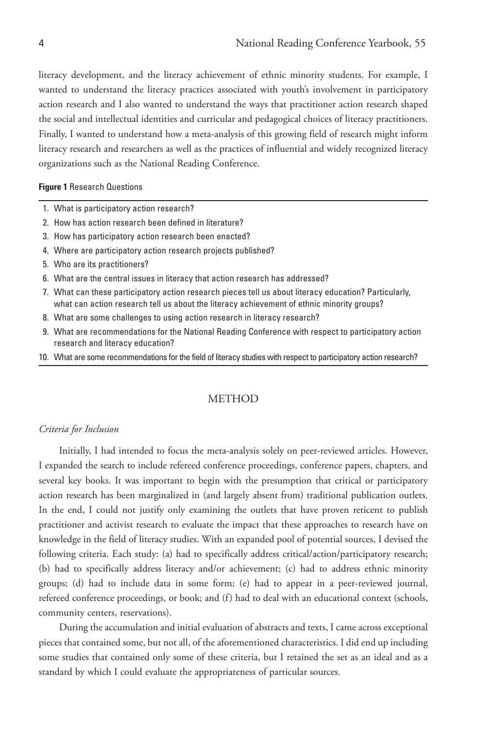literacy development, and the literacy achievement of ethnic minority students. For example, I wanted to understand the literacy practices associated with youth's involvement in participatory action research and I also wanted to understand the ways that practitioner action research shaped the social and intellectual identities and curricular and pedagogical choices of literacy practitioners. Finally, I wanted to understand how a meta-analysis of this growing field of research might inform literacy research and researchers as well as the practices of influential and widely recognized literacy organizations such as the National Reading Conference.

**Figure 1** Research Questions

1. What is participatory action research?
2. How has action research been defined in literature?
3. How has participatory action research been enacted?
4. Where are participatory action research projects published?
5. Who are its practitioners?
6. What are the central issues in literacy that action research has addressed?
7. What can these participatory action research pieces tell us about literacy education? Particularly, what can action research tell us about the literacy achievement of ethnic minority groups?
8. What are some challenges to using action research in literacy research?
9. What are recommendations for the National Reading Conference with respect to participatory action research and literacy education?
10. What are some recommendations for the field of literacy studies with respect to participatory action research?

## METHOD

### *Criteria for Inclusion*

Initially, I had intended to focus the meta-analysis solely on peer-reviewed articles. However, I expanded the search to include refereed conference proceedings, conference papers, chapters, and several key books. It was important to begin with the presumption that critical or participatory action research has been marginalized in (and largely absent from) traditional publication outlets. In the end, I could not justify only examining the outlets that have proven reticent to publish practitioner and activist research to evaluate the impact that these approaches to research have on knowledge in the field of literacy studies. With an expanded pool of potential sources, I devised the following criteria. Each study: (a) had to specifically address critical/action/participatory research; (b) had to specifically address literacy and/or achievement; (c) had to address ethnic minority groups; (d) had to include data in some form; (e) had to appear in a peer-reviewed journal, refereed conference proceedings, or book; and (f) had to deal with an educational context (schools, community centers, reservations).

During the accumulation and initial evaluation of abstracts and texts, I came across exceptional pieces that contained some, but not all, of the aforementioned characteristics. I did end up including some studies that contained only some of these criteria, but I retained the set as an ideal and as a standard by which I could evaluate the appropriateness of particular sources.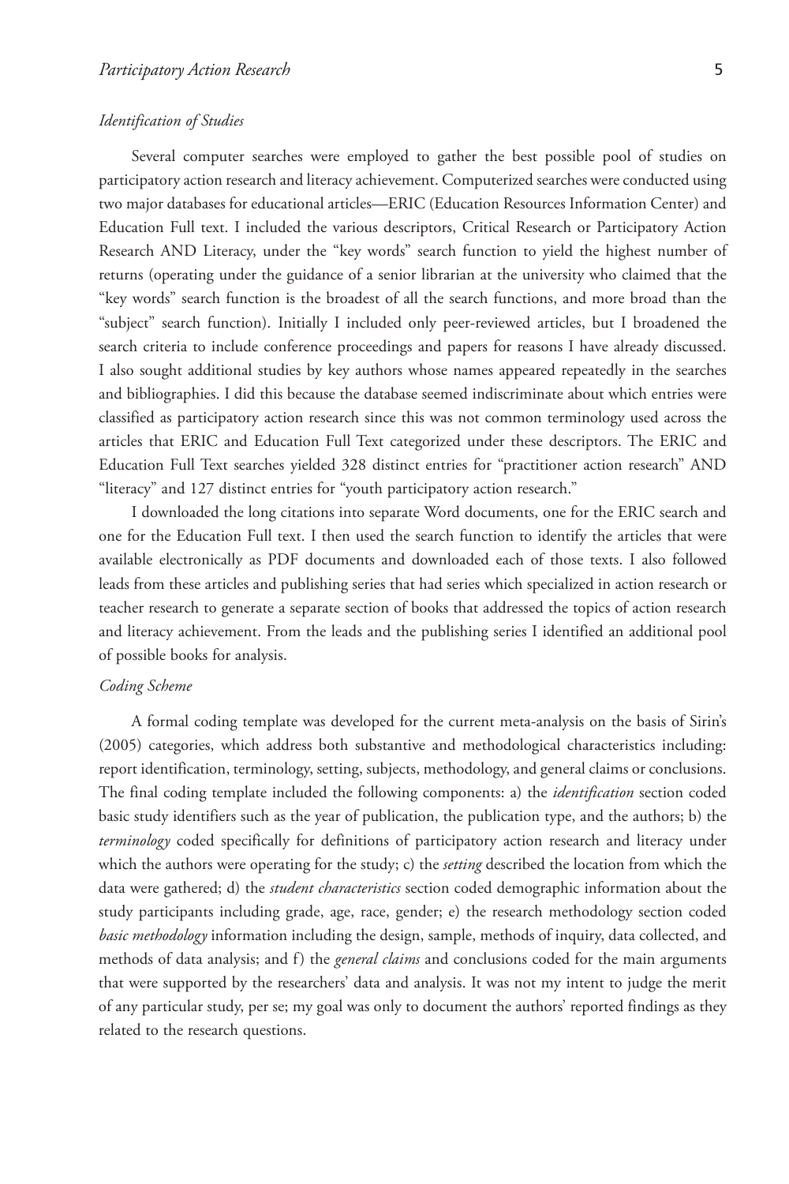### *Identification of Studies*

Several computer searches were employed to gather the best possible pool of studies on participatory action research and literacy achievement. Computerized searches were conducted using two major databases for educational articles—ERIC (Education Resources Information Center) and Education Full text. I included the various descriptors, Critical Research or Participatory Action Research AND Literacy, under the "key words" search function to yield the highest number of returns (operating under the guidance of a senior librarian at the university who claimed that the "key words" search function is the broadest of all the search functions, and more broad than the "subject" search function). Initially I included only peer-reviewed articles, but I broadened the search criteria to include conference proceedings and papers for reasons I have already discussed. I also sought additional studies by key authors whose names appeared repeatedly in the searches and bibliographies. I did this because the database seemed indiscriminate about which entries were classified as participatory action research since this was not common terminology used across the articles that ERIC and Education Full Text categorized under these descriptors. The ERIC and Education Full Text searches yielded 328 distinct entries for "practitioner action research" AND "literacy" and 127 distinct entries for "youth participatory action research."

I downloaded the long citations into separate Word documents, one for the ERIC search and one for the Education Full text. I then used the search function to identify the articles that were available electronically as PDF documents and downloaded each of those texts. I also followed leads from these articles and publishing series that had series which specialized in action research or teacher research to generate a separate section of books that addressed the topics of action research and literacy achievement. From the leads and the publishing series I identified an additional pool of possible books for analysis.

### *Coding Scheme*

A formal coding template was developed for the current meta-analysis on the basis of Sirin's (2005) categories, which address both substantive and methodological characteristics including: report identification, terminology, setting, subjects, methodology, and general claims or conclusions. The final coding template included the following components: a) the *identification* section coded basic study identifiers such as the year of publication, the publication type, and the authors; b) the *terminology* coded specifically for definitions of participatory action research and literacy under which the authors were operating for the study; c) the *setting* described the location from which the data were gathered; d) the *student characteristics* section coded demographic information about the study participants including grade, age, race, gender; e) the research methodology section coded *basic methodology* information including the design, sample, methods of inquiry, data collected, and methods of data analysis; and f) the *general claims* and conclusions coded for the main arguments that were supported by the researchers' data and analysis. It was not my intent to judge the merit of any particular study, per se; my goal was only to document the authors' reported findings as they related to the research questions.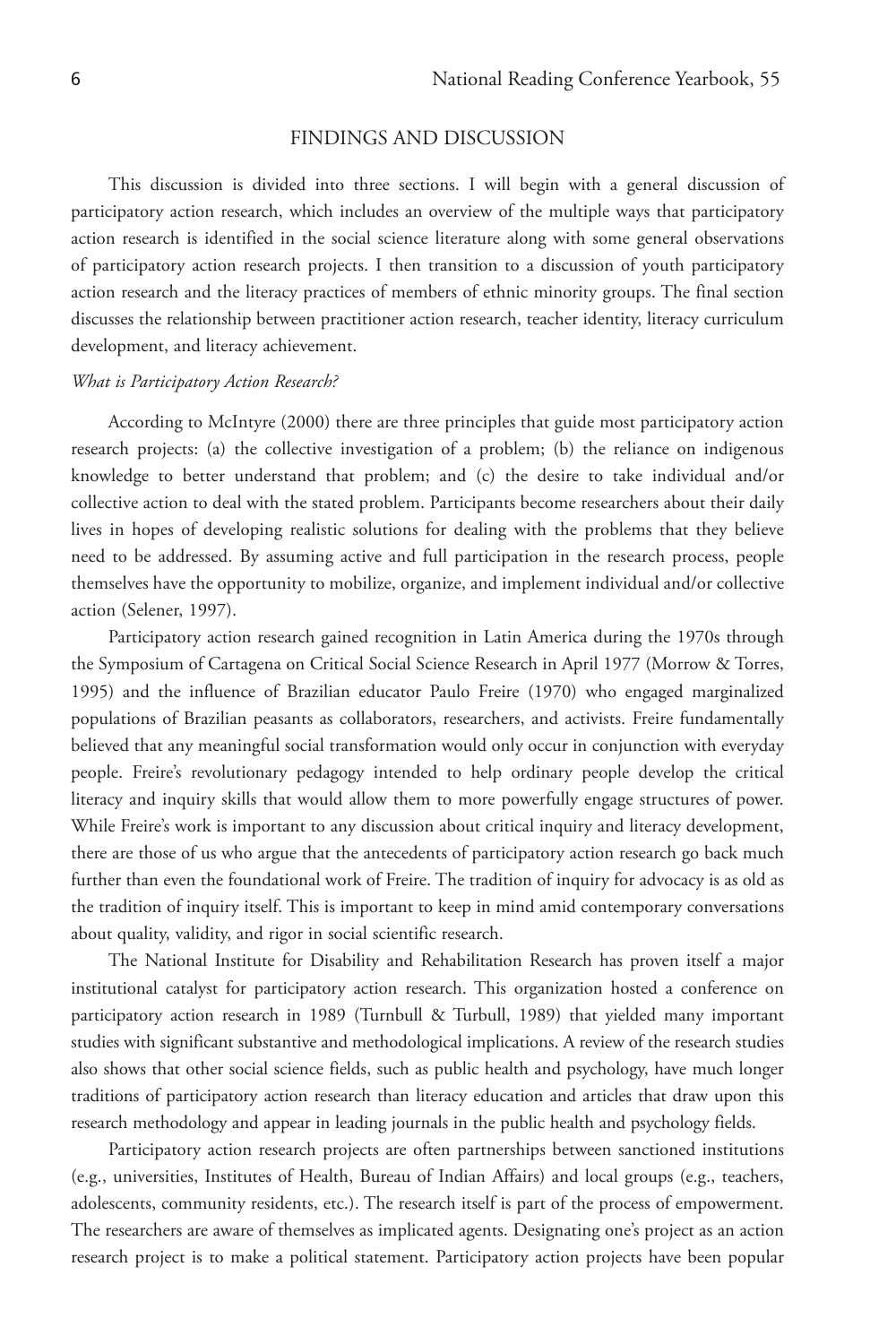## FINDINGS AND DISCUSSION

This discussion is divided into three sections. I will begin with a general discussion of participatory action research, which includes an overview of the multiple ways that participatory action research is identified in the social science literature along with some general observations of participatory action research projects. I then transition to a discussion of youth participatory action research and the literacy practices of members of ethnic minority groups. The final section discusses the relationship between practitioner action research, teacher identity, literacy curriculum development, and literacy achievement.

### *What is Participatory Action Research?*

According to McIntyre (2000) there are three principles that guide most participatory action research projects: (a) the collective investigation of a problem; (b) the reliance on indigenous knowledge to better understand that problem; and (c) the desire to take individual and/or collective action to deal with the stated problem. Participants become researchers about their daily lives in hopes of developing realistic solutions for dealing with the problems that they believe need to be addressed. By assuming active and full participation in the research process, people themselves have the opportunity to mobilize, organize, and implement individual and/or collective action (Selener, 1997).

Participatory action research gained recognition in Latin America during the 1970s through the Symposium of Cartagena on Critical Social Science Research in April 1977 (Morrow & Torres, 1995) and the influence of Brazilian educator Paulo Freire (1970) who engaged marginalized populations of Brazilian peasants as collaborators, researchers, and activists. Freire fundamentally believed that any meaningful social transformation would only occur in conjunction with everyday people. Freire's revolutionary pedagogy intended to help ordinary people develop the critical literacy and inquiry skills that would allow them to more powerfully engage structures of power. While Freire's work is important to any discussion about critical inquiry and literacy development, there are those of us who argue that the antecedents of participatory action research go back much further than even the foundational work of Freire. The tradition of inquiry for advocacy is as old as the tradition of inquiry itself. This is important to keep in mind amid contemporary conversations about quality, validity, and rigor in social scientific research.

The National Institute for Disability and Rehabilitation Research has proven itself a major institutional catalyst for participatory action research. This organization hosted a conference on participatory action research in 1989 (Turnbull & Turbull, 1989) that yielded many important studies with significant substantive and methodological implications. A review of the research studies also shows that other social science fields, such as public health and psychology, have much longer traditions of participatory action research than literacy education and articles that draw upon this research methodology and appear in leading journals in the public health and psychology fields.

Participatory action research projects are often partnerships between sanctioned institutions (e.g., universities, Institutes of Health, Bureau of Indian Affairs) and local groups (e.g., teachers, adolescents, community residents, etc.). The research itself is part of the process of empowerment. The researchers are aware of themselves as implicated agents. Designating one's project as an action research project is to make a political statement. Participatory action projects have been popular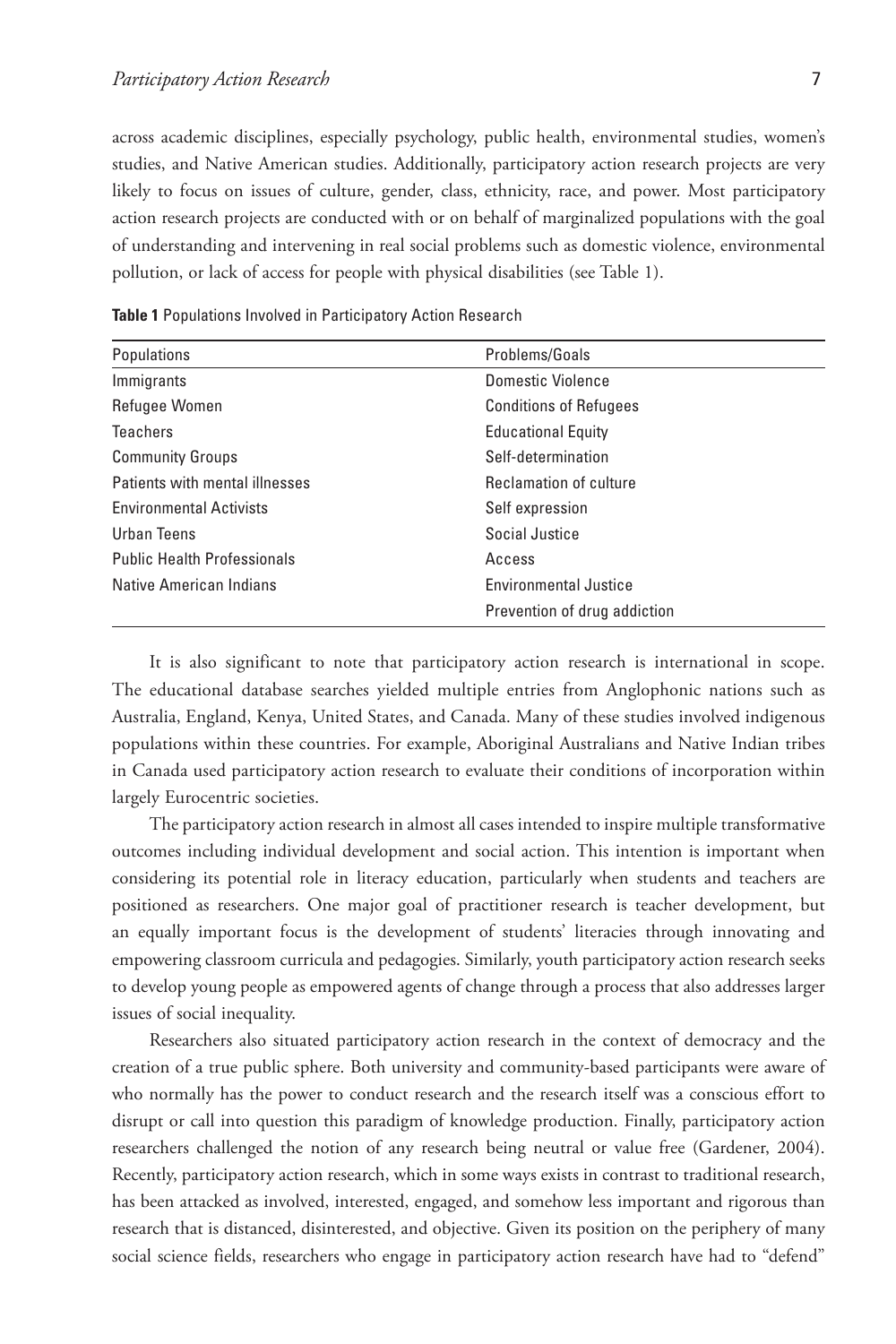across academic disciplines, especially psychology, public health, environmental studies, women's studies, and Native American studies. Additionally, participatory action research projects are very likely to focus on issues of culture, gender, class, ethnicity, race, and power. Most participatory action research projects are conducted with or on behalf of marginalized populations with the goal of understanding and intervening in real social problems such as domestic violence, environmental pollution, or lack of access for people with physical disabilities (see Table 1).

**Table 1** Populations Involved in Participatory Action Research

| Populations | Problems/Goals |
| --- | --- |
| Immigrants | Domestic Violence |
| Refugee Women | Conditions of Refugees |
| Teachers | Educational Equity |
| Community Groups | Self-determination |
| Patients with mental illnesses | Reclamation of culture |
| Environmental Activists | Self expression |
| Urban Teens | Social Justice |
| Public Health Professionals | Access |
| Native American Indians | Environmental Justice |
| | Prevention of drug addiction |

It is also significant to note that participatory action research is international in scope. The educational database searches yielded multiple entries from Anglophonic nations such as Australia, England, Kenya, United States, and Canada. Many of these studies involved indigenous populations within these countries. For example, Aboriginal Australians and Native Indian tribes in Canada used participatory action research to evaluate their conditions of incorporation within largely Eurocentric societies.

The participatory action research in almost all cases intended to inspire multiple transformative outcomes including individual development and social action. This intention is important when considering its potential role in literacy education, particularly when students and teachers are positioned as researchers. One major goal of practitioner research is teacher development, but an equally important focus is the development of students' literacies through innovating and empowering classroom curricula and pedagogies. Similarly, youth participatory action research seeks to develop young people as empowered agents of change through a process that also addresses larger issues of social inequality.

Researchers also situated participatory action research in the context of democracy and the creation of a true public sphere. Both university and community-based participants were aware of who normally has the power to conduct research and the research itself was a conscious effort to disrupt or call into question this paradigm of knowledge production. Finally, participatory action researchers challenged the notion of any research being neutral or value free (Gardener, 2004). Recently, participatory action research, which in some ways exists in contrast to traditional research, has been attacked as involved, interested, engaged, and somehow less important and rigorous than research that is distanced, disinterested, and objective. Given its position on the periphery of many social science fields, researchers who engage in participatory action research have had to "defend"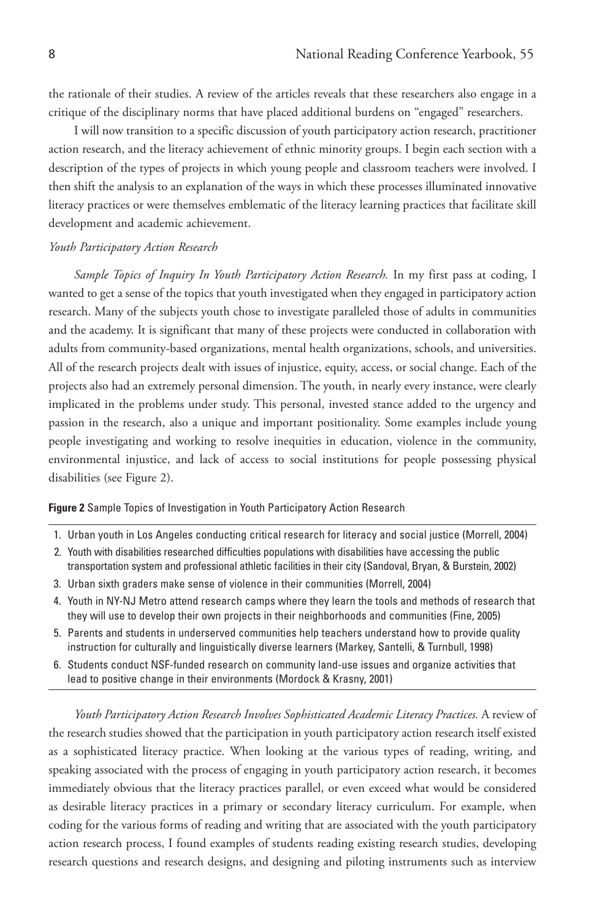the rationale of their studies. A review of the articles reveals that these researchers also engage in a critique of the disciplinary norms that have placed additional burdens on "engaged" researchers.

I will now transition to a specific discussion of youth participatory action research, practitioner action research, and the literacy achievement of ethnic minority groups. I begin each section with a description of the types of projects in which young people and classroom teachers were involved. I then shift the analysis to an explanation of the ways in which these processes illuminated innovative literacy practices or were themselves emblematic of the literacy learning practices that facilitate skill development and academic achievement.

*Youth Participatory Action Research*

*Sample Topics of Inquiry In Youth Participatory Action Research.* In my first pass at coding, I wanted to get a sense of the topics that youth investigated when they engaged in participatory action research. Many of the subjects youth chose to investigate paralleled those of adults in communities and the academy. It is significant that many of these projects were conducted in collaboration with adults from community-based organizations, mental health organizations, schools, and universities. All of the research projects dealt with issues of injustice, equity, access, or social change. Each of the projects also had an extremely personal dimension. The youth, in nearly every instance, were clearly implicated in the problems under study. This personal, invested stance added to the urgency and passion in the research, also a unique and important positionality. Some examples include young people investigating and working to resolve inequities in education, violence in the community, environmental injustice, and lack of access to social institutions for people possessing physical disabilities (see Figure 2).

**Figure 2** Sample Topics of Investigation in Youth Participatory Action Research

1. Urban youth in Los Angeles conducting critical research for literacy and social justice (Morrell, 2004)
2. Youth with disabilities researched difficulties populations with disabilities have accessing the public transportation system and professional athletic facilities in their city (Sandoval, Bryan, & Burstein, 2002)
3. Urban sixth graders make sense of violence in their communities (Morrell, 2004)
4. Youth in NY-NJ Metro attend research camps where they learn the tools and methods of research that they will use to develop their own projects in their neighborhoods and communities (Fine, 2005)
5. Parents and students in underserved communities help teachers understand how to provide quality instruction for culturally and linguistically diverse learners (Markey, Santelli, & Turnbull, 1998)
6. Students conduct NSF-funded research on community land-use issues and organize activities that lead to positive change in their environments (Mordock & Krasny, 2001)

*Youth Participatory Action Research Involves Sophisticated Academic Literacy Practices.* A review of the research studies showed that the participation in youth participatory action research itself existed as a sophisticated literacy practice. When looking at the various types of reading, writing, and speaking associated with the process of engaging in youth participatory action research, it becomes immediately obvious that the literacy practices parallel, or even exceed what would be considered as desirable literacy practices in a primary or secondary literacy curriculum. For example, when coding for the various forms of reading and writing that are associated with the youth participatory action research process, I found examples of students reading existing research studies, developing research questions and research designs, and designing and piloting instruments such as interview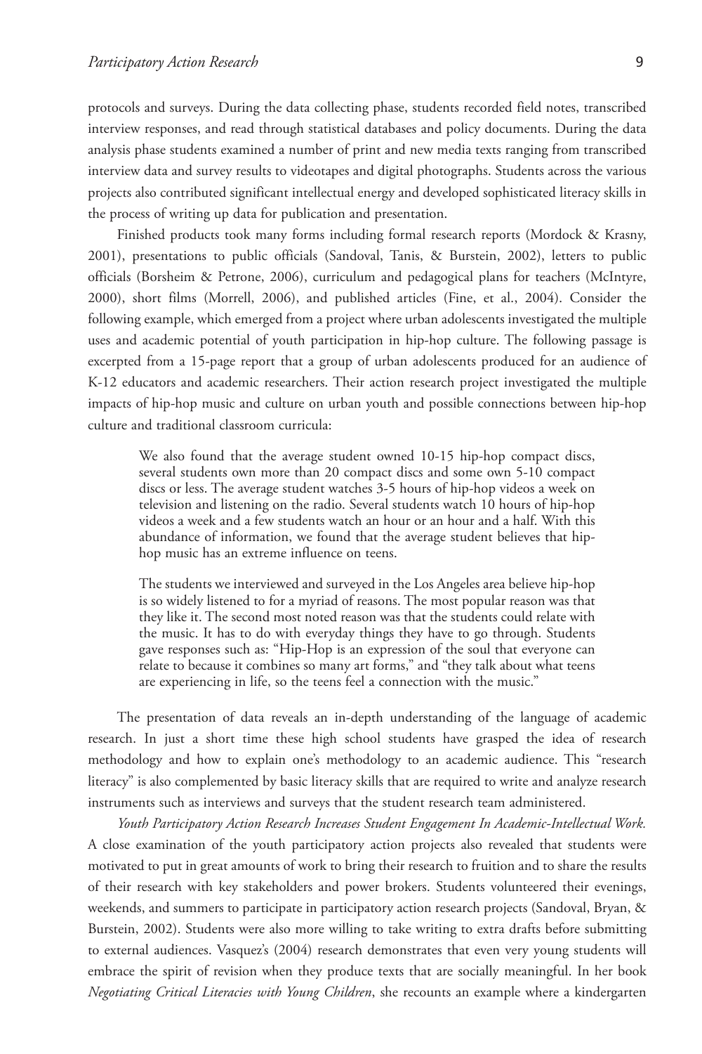protocols and surveys. During the data collecting phase, students recorded field notes, transcribed interview responses, and read through statistical databases and policy documents. During the data analysis phase students examined a number of print and new media texts ranging from transcribed interview data and survey results to videotapes and digital photographs. Students across the various projects also contributed significant intellectual energy and developed sophisticated literacy skills in the process of writing up data for publication and presentation.

Finished products took many forms including formal research reports (Mordock & Krasny, 2001), presentations to public officials (Sandoval, Tanis, & Burstein, 2002), letters to public officials (Borsheim & Petrone, 2006), curriculum and pedagogical plans for teachers (McIntyre, 2000), short films (Morrell, 2006), and published articles (Fine, et al., 2004). Consider the following example, which emerged from a project where urban adolescents investigated the multiple uses and academic potential of youth participation in hip-hop culture. The following passage is excerpted from a 15-page report that a group of urban adolescents produced for an audience of K-12 educators and academic researchers. Their action research project investigated the multiple impacts of hip-hop music and culture on urban youth and possible connections between hip-hop culture and traditional classroom curricula:

> We also found that the average student owned 10-15 hip-hop compact discs, several students own more than 20 compact discs and some own 5-10 compact discs or less. The average student watches 3-5 hours of hip-hop videos a week on television and listening on the radio. Several students watch 10 hours of hip-hop videos a week and a few students watch an hour or an hour and a half. With this abundance of information, we found that the average student believes that hip-hop music has an extreme influence on teens.
>
> The students we interviewed and surveyed in the Los Angeles area believe hip-hop is so widely listened to for a myriad of reasons. The most popular reason was that they like it. The second most noted reason was that the students could relate with the music. It has to do with everyday things they have to go through. Students gave responses such as: "Hip-Hop is an expression of the soul that everyone can relate to because it combines so many art forms," and "they talk about what teens are experiencing in life, so the teens feel a connection with the music."

The presentation of data reveals an in-depth understanding of the language of academic research. In just a short time these high school students have grasped the idea of research methodology and how to explain one's methodology to an academic audience. This "research literacy" is also complemented by basic literacy skills that are required to write and analyze research instruments such as interviews and surveys that the student research team administered.

*Youth Participatory Action Research Increases Student Engagement In Academic-Intellectual Work.* A close examination of the youth participatory action projects also revealed that students were motivated to put in great amounts of work to bring their research to fruition and to share the results of their research with key stakeholders and power brokers. Students volunteered their evenings, weekends, and summers to participate in participatory action research projects (Sandoval, Bryan, & Burstein, 2002). Students were also more willing to take writing to extra drafts before submitting to external audiences. Vasquez's (2004) research demonstrates that even very young students will embrace the spirit of revision when they produce texts that are socially meaningful. In her book *Negotiating Critical Literacies with Young Children*, she recounts an example where a kindergarten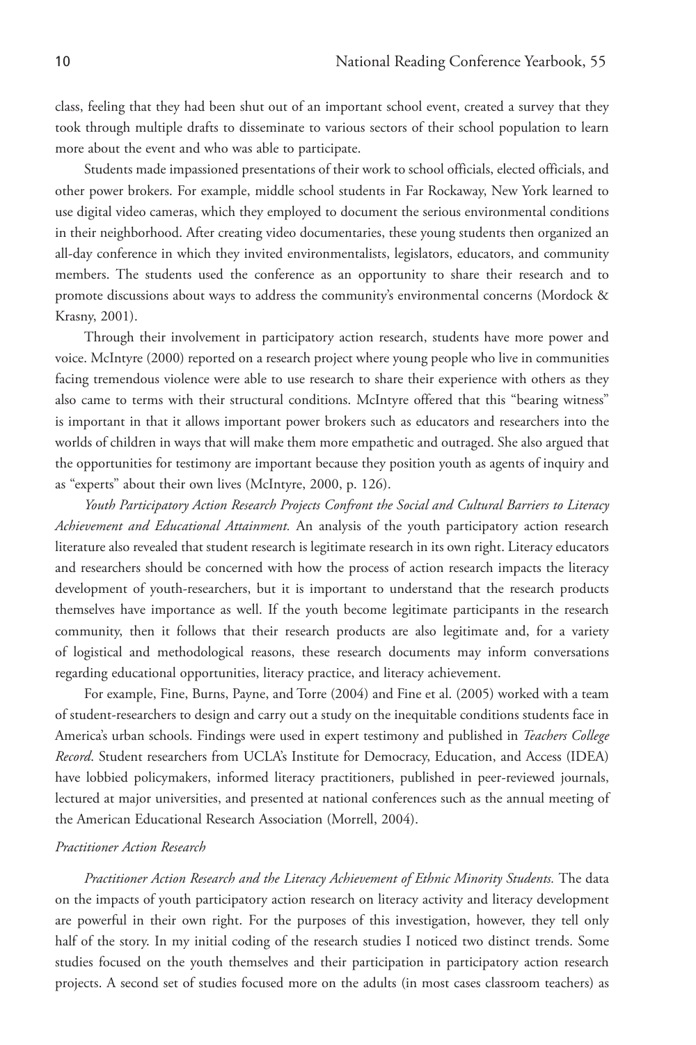class, feeling that they had been shut out of an important school event, created a survey that they took through multiple drafts to disseminate to various sectors of their school population to learn more about the event and who was able to participate.

Students made impassioned presentations of their work to school officials, elected officials, and other power brokers. For example, middle school students in Far Rockaway, New York learned to use digital video cameras, which they employed to document the serious environmental conditions in their neighborhood. After creating video documentaries, these young students then organized an all-day conference in which they invited environmentalists, legislators, educators, and community members. The students used the conference as an opportunity to share their research and to promote discussions about ways to address the community's environmental concerns (Mordock & Krasny, 2001).

Through their involvement in participatory action research, students have more power and voice. McIntyre (2000) reported on a research project where young people who live in communities facing tremendous violence were able to use research to share their experience with others as they also came to terms with their structural conditions. McIntyre offered that this "bearing witness" is important in that it allows important power brokers such as educators and researchers into the worlds of children in ways that will make them more empathetic and outraged. She also argued that the opportunities for testimony are important because they position youth as agents of inquiry and as "experts" about their own lives (McIntyre, 2000, p. 126).

*Youth Participatory Action Research Projects Confront the Social and Cultural Barriers to Literacy Achievement and Educational Attainment.* An analysis of the youth participatory action research literature also revealed that student research is legitimate research in its own right. Literacy educators and researchers should be concerned with how the process of action research impacts the literacy development of youth-researchers, but it is important to understand that the research products themselves have importance as well. If the youth become legitimate participants in the research community, then it follows that their research products are also legitimate and, for a variety of logistical and methodological reasons, these research documents may inform conversations regarding educational opportunities, literacy practice, and literacy achievement.

For example, Fine, Burns, Payne, and Torre (2004) and Fine et al. (2005) worked with a team of student-researchers to design and carry out a study on the inequitable conditions students face in America's urban schools. Findings were used in expert testimony and published in *Teachers College Record*. Student researchers from UCLA's Institute for Democracy, Education, and Access (IDEA) have lobbied policymakers, informed literacy practitioners, published in peer-reviewed journals, lectured at major universities, and presented at national conferences such as the annual meeting of the American Educational Research Association (Morrell, 2004).

### *Practitioner Action Research*

*Practitioner Action Research and the Literacy Achievement of Ethnic Minority Students.* The data on the impacts of youth participatory action research on literacy activity and literacy development are powerful in their own right. For the purposes of this investigation, however, they tell only half of the story. In my initial coding of the research studies I noticed two distinct trends. Some studies focused on the youth themselves and their participation in participatory action research projects. A second set of studies focused more on the adults (in most cases classroom teachers) as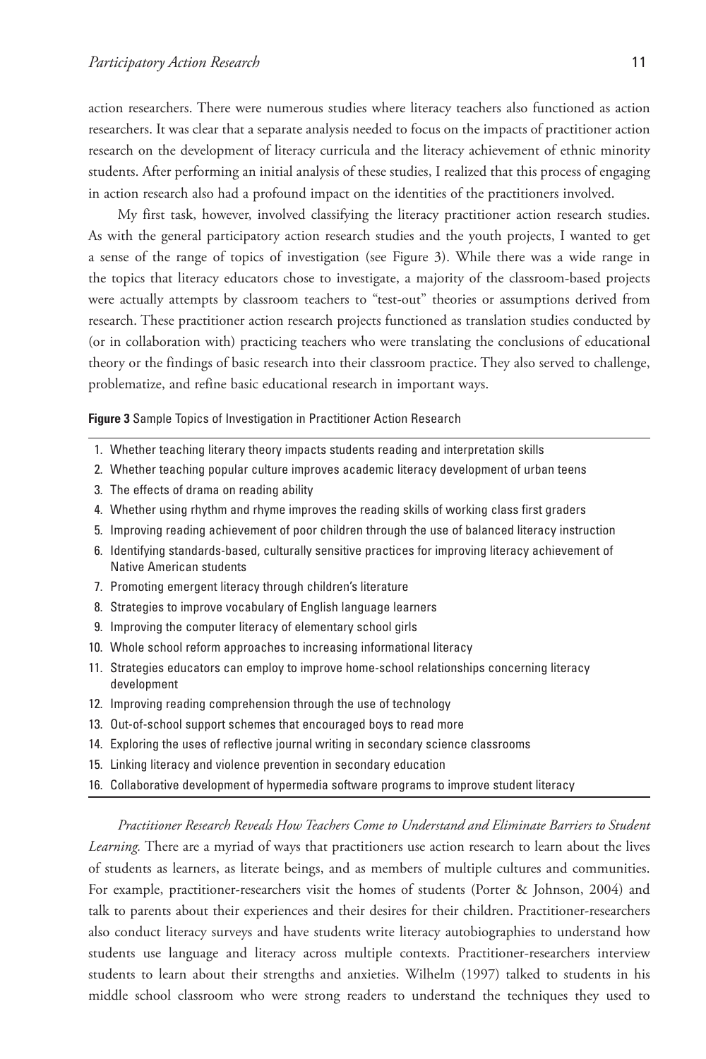action researchers. There were numerous studies where literacy teachers also functioned as action researchers. It was clear that a separate analysis needed to focus on the impacts of practitioner action research on the development of literacy curricula and the literacy achievement of ethnic minority students. After performing an initial analysis of these studies, I realized that this process of engaging in action research also had a profound impact on the identities of the practitioners involved.

My first task, however, involved classifying the literacy practitioner action research studies. As with the general participatory action research studies and the youth projects, I wanted to get a sense of the range of topics of investigation (see Figure 3). While there was a wide range in the topics that literacy educators chose to investigate, a majority of the classroom-based projects were actually attempts by classroom teachers to "test-out" theories or assumptions derived from research. These practitioner action research projects functioned as translation studies conducted by (or in collaboration with) practicing teachers who were translating the conclusions of educational theory or the findings of basic research into their classroom practice. They also served to challenge, problematize, and refine basic educational research in important ways.

**Figure 3** Sample Topics of Investigation in Practitioner Action Research

1. Whether teaching literary theory impacts students reading and interpretation skills
2. Whether teaching popular culture improves academic literacy development of urban teens
3. The effects of drama on reading ability
4. Whether using rhythm and rhyme improves the reading skills of working class first graders
5. Improving reading achievement of poor children through the use of balanced literacy instruction
6. Identifying standards-based, culturally sensitive practices for improving literacy achievement of Native American students
7. Promoting emergent literacy through children's literature
8. Strategies to improve vocabulary of English language learners
9. Improving the computer literacy of elementary school girls
10. Whole school reform approaches to increasing informational literacy
11. Strategies educators can employ to improve home-school relationships concerning literacy development
12. Improving reading comprehension through the use of technology
13. Out-of-school support schemes that encouraged boys to read more
14. Exploring the uses of reflective journal writing in secondary science classrooms
15. Linking literacy and violence prevention in secondary education
16. Collaborative development of hypermedia software programs to improve student literacy

*Practitioner Research Reveals How Teachers Come to Understand and Eliminate Barriers to Student Learning.* There are a myriad of ways that practitioners use action research to learn about the lives of students as learners, as literate beings, and as members of multiple cultures and communities. For example, practitioner-researchers visit the homes of students (Porter & Johnson, 2004) and talk to parents about their experiences and their desires for their children. Practitioner-researchers also conduct literacy surveys and have students write literacy autobiographies to understand how students use language and literacy across multiple contexts. Practitioner-researchers interview students to learn about their strengths and anxieties. Wilhelm (1997) talked to students in his middle school classroom who were strong readers to understand the techniques they used to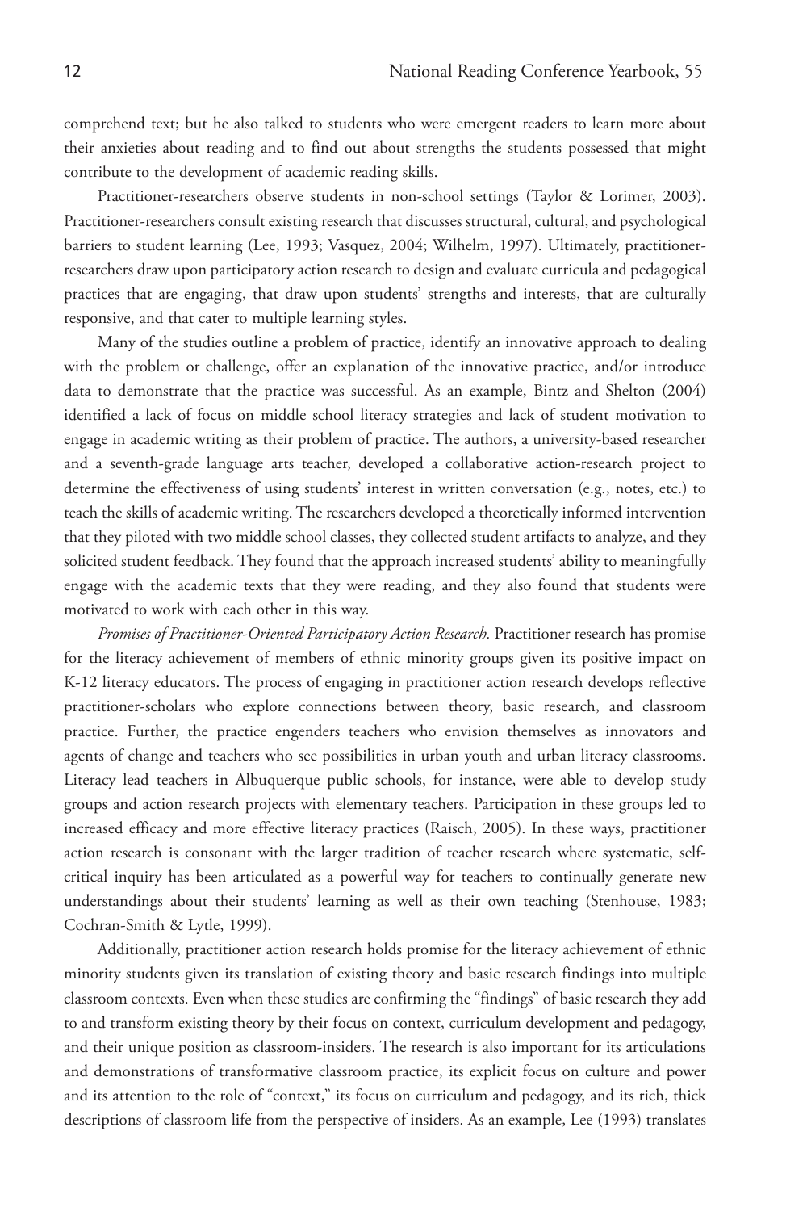comprehend text; but he also talked to students who were emergent readers to learn more about their anxieties about reading and to find out about strengths the students possessed that might contribute to the development of academic reading skills.

Practitioner-researchers observe students in non-school settings (Taylor & Lorimer, 2003). Practitioner-researchers consult existing research that discusses structural, cultural, and psychological barriers to student learning (Lee, 1993; Vasquez, 2004; Wilhelm, 1997). Ultimately, practitioner-researchers draw upon participatory action research to design and evaluate curricula and pedagogical practices that are engaging, that draw upon students' strengths and interests, that are culturally responsive, and that cater to multiple learning styles.

Many of the studies outline a problem of practice, identify an innovative approach to dealing with the problem or challenge, offer an explanation of the innovative practice, and/or introduce data to demonstrate that the practice was successful. As an example, Bintz and Shelton (2004) identified a lack of focus on middle school literacy strategies and lack of student motivation to engage in academic writing as their problem of practice. The authors, a university-based researcher and a seventh-grade language arts teacher, developed a collaborative action-research project to determine the effectiveness of using students' interest in written conversation (e.g., notes, etc.) to teach the skills of academic writing. The researchers developed a theoretically informed intervention that they piloted with two middle school classes, they collected student artifacts to analyze, and they solicited student feedback. They found that the approach increased students' ability to meaningfully engage with the academic texts that they were reading, and they also found that students were motivated to work with each other in this way.

*Promises of Practitioner-Oriented Participatory Action Research.* Practitioner research has promise for the literacy achievement of members of ethnic minority groups given its positive impact on K-12 literacy educators. The process of engaging in practitioner action research develops reflective practitioner-scholars who explore connections between theory, basic research, and classroom practice. Further, the practice engenders teachers who envision themselves as innovators and agents of change and teachers who see possibilities in urban youth and urban literacy classrooms. Literacy lead teachers in Albuquerque public schools, for instance, were able to develop study groups and action research projects with elementary teachers. Participation in these groups led to increased efficacy and more effective literacy practices (Raisch, 2005). In these ways, practitioner action research is consonant with the larger tradition of teacher research where systematic, self-critical inquiry has been articulated as a powerful way for teachers to continually generate new understandings about their students' learning as well as their own teaching (Stenhouse, 1983; Cochran-Smith & Lytle, 1999).

Additionally, practitioner action research holds promise for the literacy achievement of ethnic minority students given its translation of existing theory and basic research findings into multiple classroom contexts. Even when these studies are confirming the "findings" of basic research they add to and transform existing theory by their focus on context, curriculum development and pedagogy, and their unique position as classroom-insiders. The research is also important for its articulations and demonstrations of transformative classroom practice, its explicit focus on culture and power and its attention to the role of "context," its focus on curriculum and pedagogy, and its rich, thick descriptions of classroom life from the perspective of insiders. As an example, Lee (1993) translates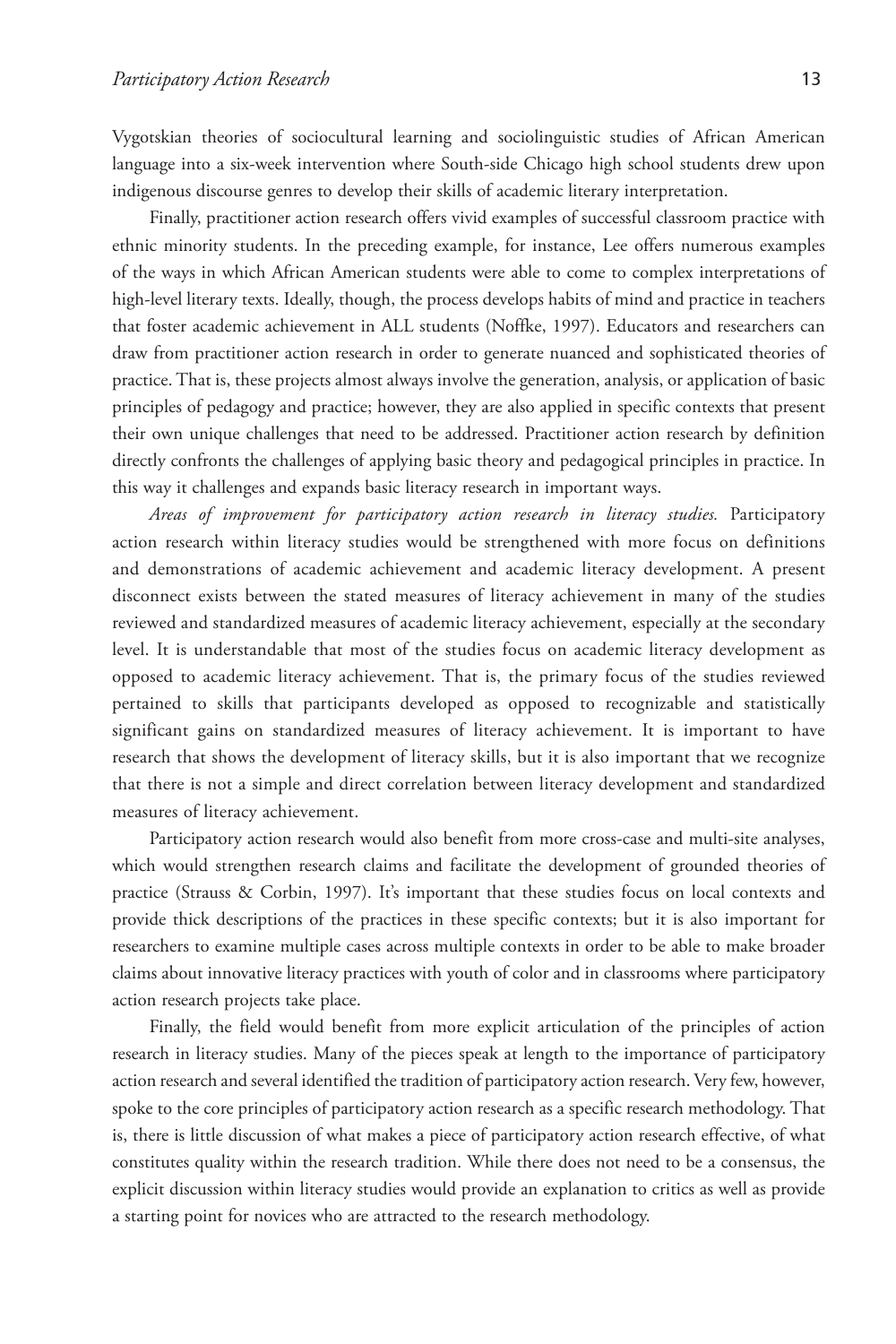Vygotskian theories of sociocultural learning and sociolinguistic studies of African American language into a six-week intervention where South-side Chicago high school students drew upon indigenous discourse genres to develop their skills of academic literary interpretation.

Finally, practitioner action research offers vivid examples of successful classroom practice with ethnic minority students. In the preceding example, for instance, Lee offers numerous examples of the ways in which African American students were able to come to complex interpretations of high-level literary texts. Ideally, though, the process develops habits of mind and practice in teachers that foster academic achievement in ALL students (Noffke, 1997). Educators and researchers can draw from practitioner action research in order to generate nuanced and sophisticated theories of practice. That is, these projects almost always involve the generation, analysis, or application of basic principles of pedagogy and practice; however, they are also applied in specific contexts that present their own unique challenges that need to be addressed. Practitioner action research by definition directly confronts the challenges of applying basic theory and pedagogical principles in practice. In this way it challenges and expands basic literacy research in important ways.

*Areas of improvement for participatory action research in literacy studies.* Participatory action research within literacy studies would be strengthened with more focus on definitions and demonstrations of academic achievement and academic literacy development. A present disconnect exists between the stated measures of literacy achievement in many of the studies reviewed and standardized measures of academic literacy achievement, especially at the secondary level. It is understandable that most of the studies focus on academic literacy development as opposed to academic literacy achievement. That is, the primary focus of the studies reviewed pertained to skills that participants developed as opposed to recognizable and statistically significant gains on standardized measures of literacy achievement. It is important to have research that shows the development of literacy skills, but it is also important that we recognize that there is not a simple and direct correlation between literacy development and standardized measures of literacy achievement.

Participatory action research would also benefit from more cross-case and multi-site analyses, which would strengthen research claims and facilitate the development of grounded theories of practice (Strauss & Corbin, 1997). It's important that these studies focus on local contexts and provide thick descriptions of the practices in these specific contexts; but it is also important for researchers to examine multiple cases across multiple contexts in order to be able to make broader claims about innovative literacy practices with youth of color and in classrooms where participatory action research projects take place.

Finally, the field would benefit from more explicit articulation of the principles of action research in literacy studies. Many of the pieces speak at length to the importance of participatory action research and several identified the tradition of participatory action research. Very few, however, spoke to the core principles of participatory action research as a specific research methodology. That is, there is little discussion of what makes a piece of participatory action research effective, of what constitutes quality within the research tradition. While there does not need to be a consensus, the explicit discussion within literacy studies would provide an explanation to critics as well as provide a starting point for novices who are attracted to the research methodology.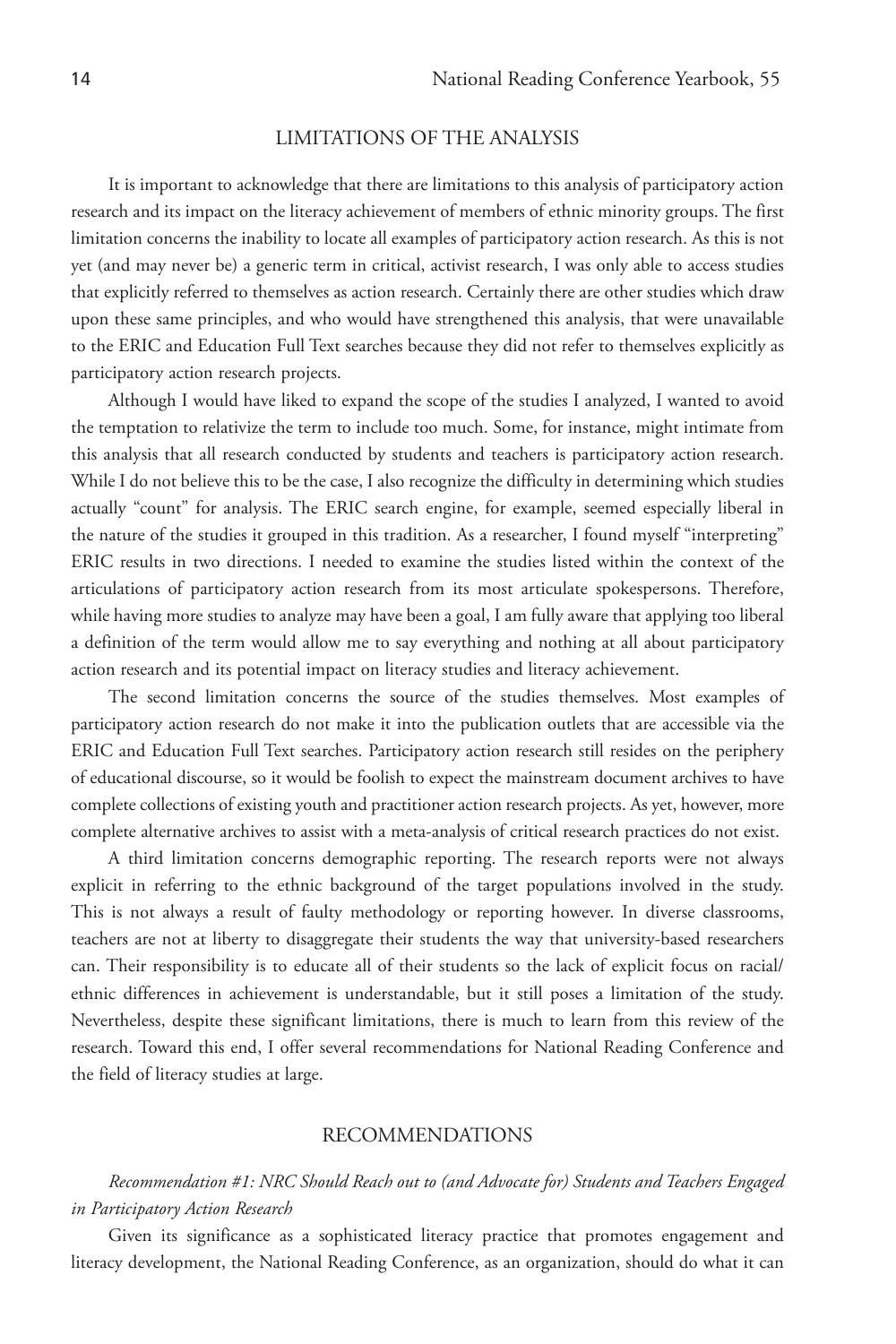## LIMITATIONS OF THE ANALYSIS

It is important to acknowledge that there are limitations to this analysis of participatory action research and its impact on the literacy achievement of members of ethnic minority groups. The first limitation concerns the inability to locate all examples of participatory action research. As this is not yet (and may never be) a generic term in critical, activist research, I was only able to access studies that explicitly referred to themselves as action research. Certainly there are other studies which draw upon these same principles, and who would have strengthened this analysis, that were unavailable to the ERIC and Education Full Text searches because they did not refer to themselves explicitly as participatory action research projects.

Although I would have liked to expand the scope of the studies I analyzed, I wanted to avoid the temptation to relativize the term to include too much. Some, for instance, might intimate from this analysis that all research conducted by students and teachers is participatory action research. While I do not believe this to be the case, I also recognize the difficulty in determining which studies actually "count" for analysis. The ERIC search engine, for example, seemed especially liberal in the nature of the studies it grouped in this tradition. As a researcher, I found myself "interpreting" ERIC results in two directions. I needed to examine the studies listed within the context of the articulations of participatory action research from its most articulate spokespersons. Therefore, while having more studies to analyze may have been a goal, I am fully aware that applying too liberal a definition of the term would allow me to say everything and nothing at all about participatory action research and its potential impact on literacy studies and literacy achievement.

The second limitation concerns the source of the studies themselves. Most examples of participatory action research do not make it into the publication outlets that are accessible via the ERIC and Education Full Text searches. Participatory action research still resides on the periphery of educational discourse, so it would be foolish to expect the mainstream document archives to have complete collections of existing youth and practitioner action research projects. As yet, however, more complete alternative archives to assist with a meta-analysis of critical research practices do not exist.

A third limitation concerns demographic reporting. The research reports were not always explicit in referring to the ethnic background of the target populations involved in the study. This is not always a result of faulty methodology or reporting however. In diverse classrooms, teachers are not at liberty to disaggregate their students the way that university-based researchers can. Their responsibility is to educate all of their students so the lack of explicit focus on racial/ethnic differences in achievement is understandable, but it still poses a limitation of the study. Nevertheless, despite these significant limitations, there is much to learn from this review of the research. Toward this end, I offer several recommendations for National Reading Conference and the field of literacy studies at large.

## RECOMMENDATIONS

*Recommendation #1: NRC Should Reach out to (and Advocate for) Students and Teachers Engaged in Participatory Action Research*

Given its significance as a sophisticated literacy practice that promotes engagement and literacy development, the National Reading Conference, as an organization, should do what it can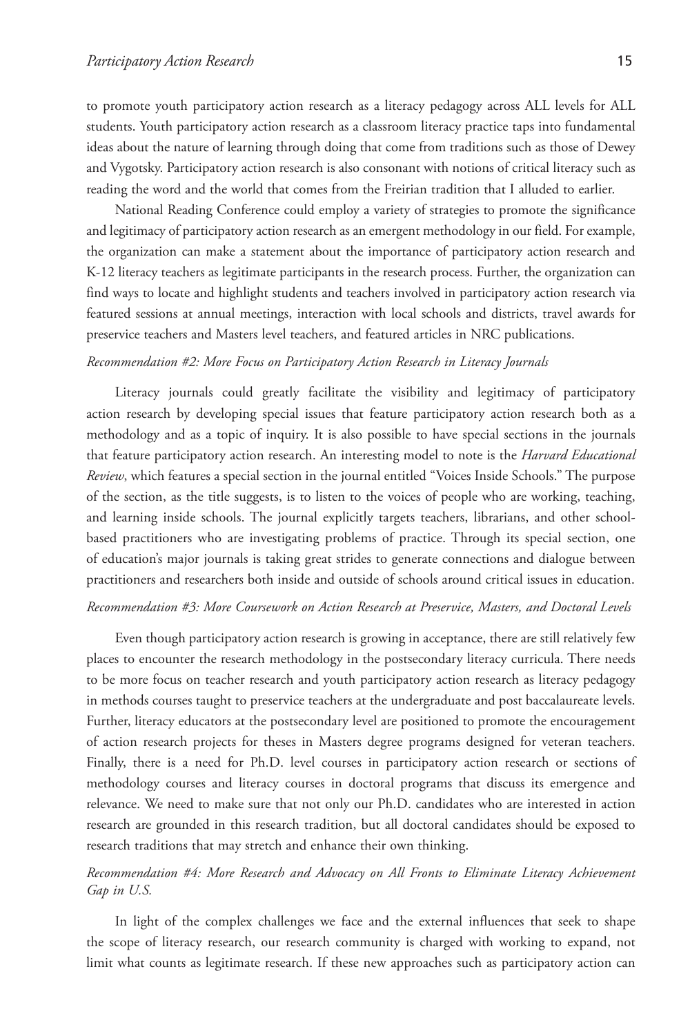to promote youth participatory action research as a literacy pedagogy across ALL levels for ALL students. Youth participatory action research as a classroom literacy practice taps into fundamental ideas about the nature of learning through doing that come from traditions such as those of Dewey and Vygotsky. Participatory action research is also consonant with notions of critical literacy such as reading the word and the world that comes from the Freirian tradition that I alluded to earlier.

National Reading Conference could employ a variety of strategies to promote the significance and legitimacy of participatory action research as an emergent methodology in our field. For example, the organization can make a statement about the importance of participatory action research and K-12 literacy teachers as legitimate participants in the research process. Further, the organization can find ways to locate and highlight students and teachers involved in participatory action research via featured sessions at annual meetings, interaction with local schools and districts, travel awards for preservice teachers and Masters level teachers, and featured articles in NRC publications.

*Recommendation #2: More Focus on Participatory Action Research in Literacy Journals*

Literacy journals could greatly facilitate the visibility and legitimacy of participatory action research by developing special issues that feature participatory action research both as a methodology and as a topic of inquiry. It is also possible to have special sections in the journals that feature participatory action research. An interesting model to note is the *Harvard Educational Review*, which features a special section in the journal entitled "Voices Inside Schools." The purpose of the section, as the title suggests, is to listen to the voices of people who are working, teaching, and learning inside schools. The journal explicitly targets teachers, librarians, and other school-based practitioners who are investigating problems of practice. Through its special section, one of education's major journals is taking great strides to generate connections and dialogue between practitioners and researchers both inside and outside of schools around critical issues in education.

*Recommendation #3: More Coursework on Action Research at Preservice, Masters, and Doctoral Levels*

Even though participatory action research is growing in acceptance, there are still relatively few places to encounter the research methodology in the postsecondary literacy curricula. There needs to be more focus on teacher research and youth participatory action research as literacy pedagogy in methods courses taught to preservice teachers at the undergraduate and post baccalaureate levels. Further, literacy educators at the postsecondary level are positioned to promote the encouragement of action research projects for theses in Masters degree programs designed for veteran teachers. Finally, there is a need for Ph.D. level courses in participatory action research or sections of methodology courses and literacy courses in doctoral programs that discuss its emergence and relevance. We need to make sure that not only our Ph.D. candidates who are interested in action research are grounded in this research tradition, but all doctoral candidates should be exposed to research traditions that may stretch and enhance their own thinking.

*Recommendation #4: More Research and Advocacy on All Fronts to Eliminate Literacy Achievement Gap in U.S.*

In light of the complex challenges we face and the external influences that seek to shape the scope of literacy research, our research community is charged with working to expand, not limit what counts as legitimate research. If these new approaches such as participatory action can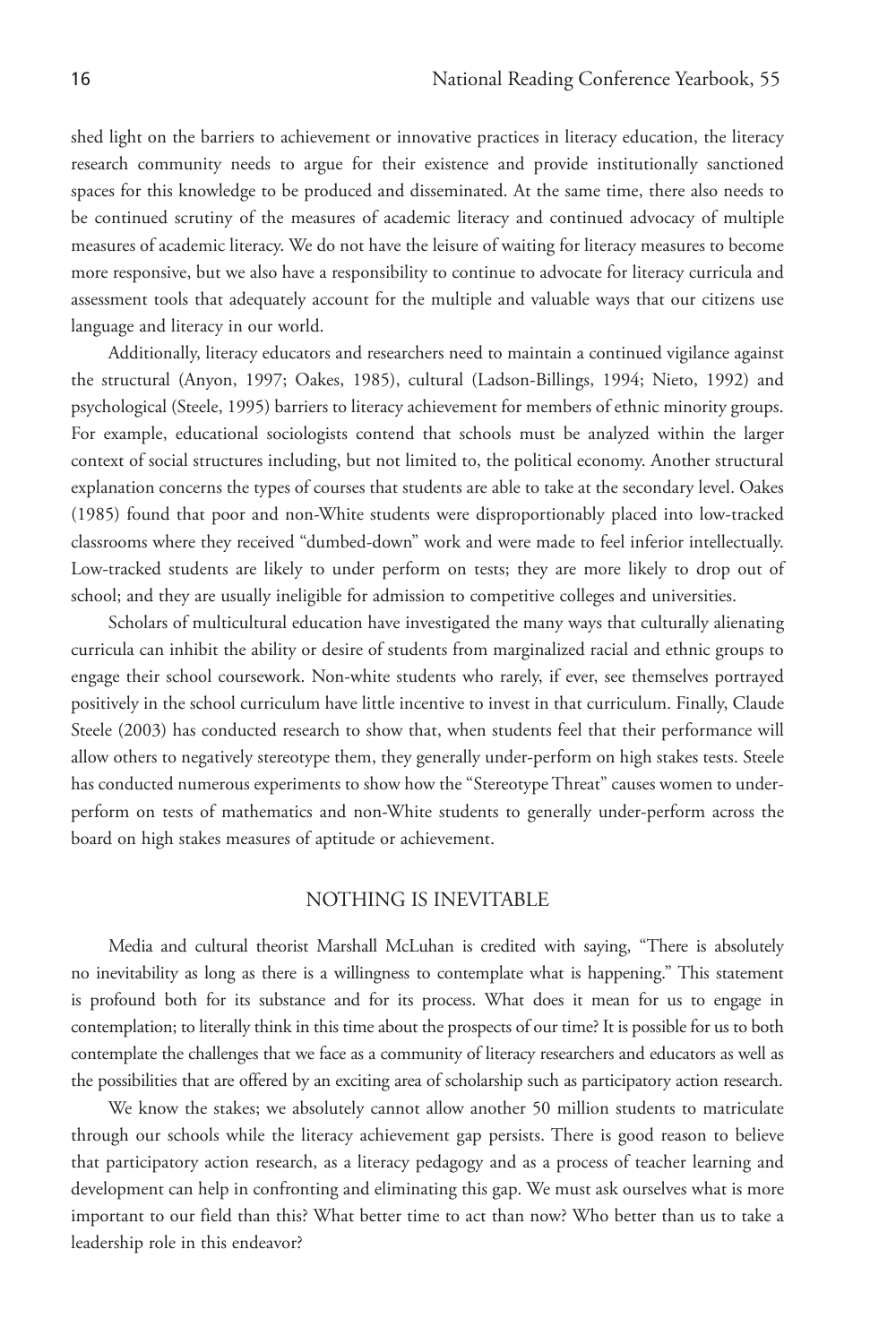shed light on the barriers to achievement or innovative practices in literacy education, the literacy research community needs to argue for their existence and provide institutionally sanctioned spaces for this knowledge to be produced and disseminated. At the same time, there also needs to be continued scrutiny of the measures of academic literacy and continued advocacy of multiple measures of academic literacy. We do not have the leisure of waiting for literacy measures to become more responsive, but we also have a responsibility to continue to advocate for literacy curricula and assessment tools that adequately account for the multiple and valuable ways that our citizens use language and literacy in our world.

Additionally, literacy educators and researchers need to maintain a continued vigilance against the structural (Anyon, 1997; Oakes, 1985), cultural (Ladson-Billings, 1994; Nieto, 1992) and psychological (Steele, 1995) barriers to literacy achievement for members of ethnic minority groups. For example, educational sociologists contend that schools must be analyzed within the larger context of social structures including, but not limited to, the political economy. Another structural explanation concerns the types of courses that students are able to take at the secondary level. Oakes (1985) found that poor and non-White students were disproportionably placed into low-tracked classrooms where they received "dumbed-down" work and were made to feel inferior intellectually. Low-tracked students are likely to under perform on tests; they are more likely to drop out of school; and they are usually ineligible for admission to competitive colleges and universities.

Scholars of multicultural education have investigated the many ways that culturally alienating curricula can inhibit the ability or desire of students from marginalized racial and ethnic groups to engage their school coursework. Non-white students who rarely, if ever, see themselves portrayed positively in the school curriculum have little incentive to invest in that curriculum. Finally, Claude Steele (2003) has conducted research to show that, when students feel that their performance will allow others to negatively stereotype them, they generally under-perform on high stakes tests. Steele has conducted numerous experiments to show how the "Stereotype Threat" causes women to under-perform on tests of mathematics and non-White students to generally under-perform across the board on high stakes measures of aptitude or achievement.

## NOTHING IS INEVITABLE

Media and cultural theorist Marshall McLuhan is credited with saying, "There is absolutely no inevitability as long as there is a willingness to contemplate what is happening." This statement is profound both for its substance and for its process. What does it mean for us to engage in contemplation; to literally think in this time about the prospects of our time? It is possible for us to both contemplate the challenges that we face as a community of literacy researchers and educators as well as the possibilities that are offered by an exciting area of scholarship such as participatory action research.

We know the stakes; we absolutely cannot allow another 50 million students to matriculate through our schools while the literacy achievement gap persists. There is good reason to believe that participatory action research, as a literacy pedagogy and as a process of teacher learning and development can help in confronting and eliminating this gap. We must ask ourselves what is more important to our field than this? What better time to act than now? Who better than us to take a leadership role in this endeavor?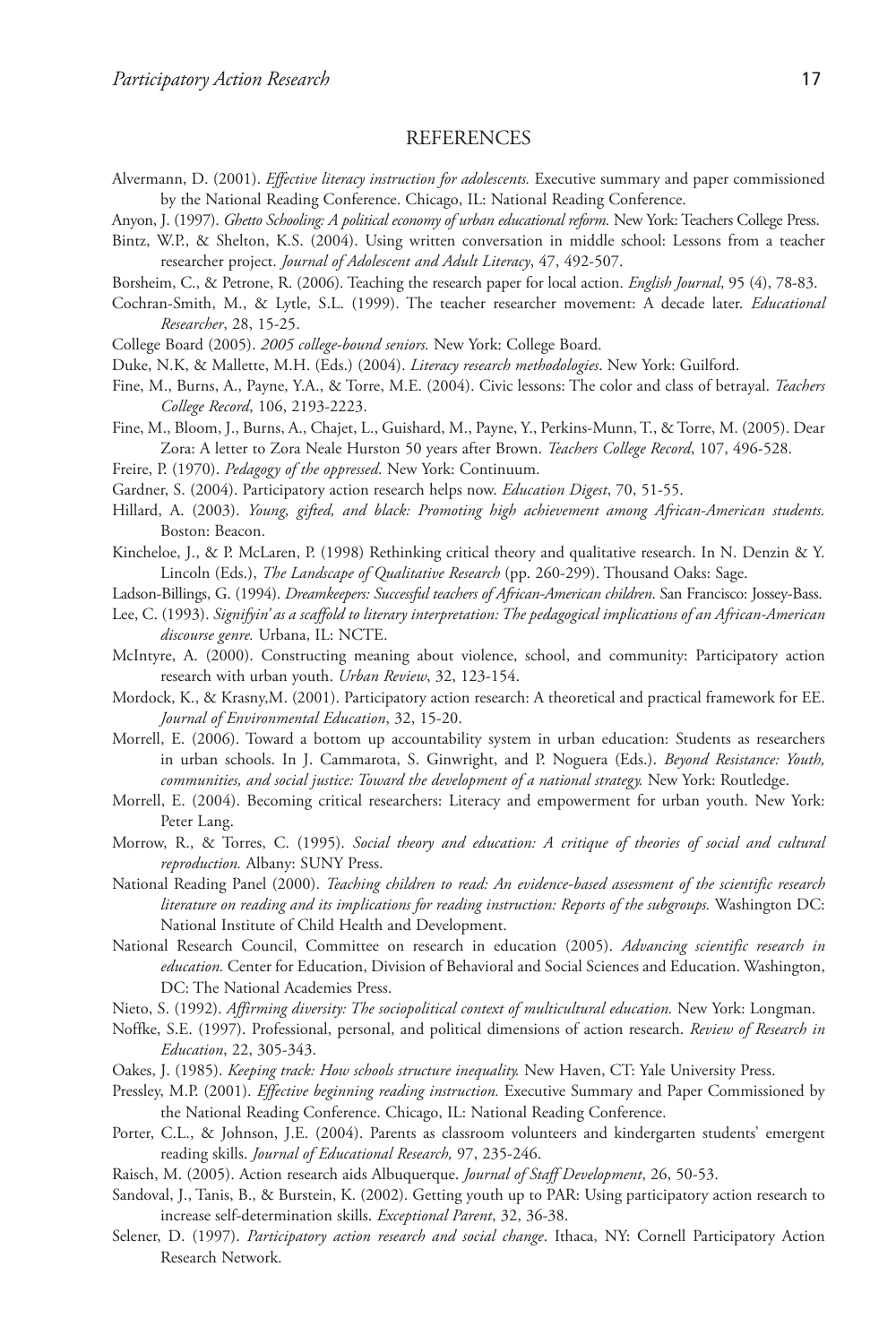## REFERENCES

Alvermann, D. (2001). *Effective literacy instruction for adolescents.* Executive summary and paper commissioned by the National Reading Conference. Chicago, IL: National Reading Conference.

Anyon, J. (1997). *Ghetto Schooling: A political economy of urban educational reform.* New York: Teachers College Press.

Bintz, W.P., & Shelton, K.S. (2004). Using written conversation in middle school: Lessons from a teacher researcher project. *Journal of Adolescent and Adult Literacy*, 47, 492-507.

Borsheim, C., & Petrone, R. (2006). Teaching the research paper for local action. *English Journal*, 95 (4), 78-83.

Cochran-Smith, M., & Lytle, S.L. (1999). The teacher researcher movement: A decade later. *Educational Researcher*, 28, 15-25.

College Board (2005). *2005 college-bound seniors.* New York: College Board.

Duke, N.K, & Mallette, M.H. (Eds.) (2004). *Literacy research methodologies*. New York: Guilford.

Fine, M., Burns, A., Payne, Y.A., & Torre, M.E. (2004). Civic lessons: The color and class of betrayal. *Teachers College Record*, 106, 2193-2223.

Fine, M., Bloom, J., Burns, A., Chajet, L., Guishard, M., Payne, Y., Perkins-Munn, T., & Torre, M. (2005). Dear Zora: A letter to Zora Neale Hurston 50 years after Brown. *Teachers College Record*, 107, 496-528.

Freire, P. (1970). *Pedagogy of the oppressed*. New York: Continuum.

Gardner, S. (2004). Participatory action research helps now. *Education Digest*, 70, 51-55.

Hillard, A. (2003). *Young, gifted, and black: Promoting high achievement among African-American students.* Boston: Beacon.

Kincheloe, J., & P. McLaren, P. (1998) Rethinking critical theory and qualitative research. In N. Denzin & Y. Lincoln (Eds.), *The Landscape of Qualitative Research* (pp. 260-299). Thousand Oaks: Sage.

Ladson-Billings, G. (1994). *Dreamkeepers: Successful teachers of African-American children*. San Francisco: Jossey-Bass.

Lee, C. (1993). *Signifyin' as a scaffold to literary interpretation: The pedagogical implications of an African-American discourse genre.* Urbana, IL: NCTE.

McIntyre, A. (2000). Constructing meaning about violence, school, and community: Participatory action research with urban youth. *Urban Review*, 32, 123-154.

Mordock, K., & Krasny,M. (2001). Participatory action research: A theoretical and practical framework for EE. *Journal of Environmental Education*, 32, 15-20.

Morrell, E. (2006). Toward a bottom up accountability system in urban education: Students as researchers in urban schools. In J. Cammarota, S. Ginwright, and P. Noguera (Eds.). *Beyond Resistance: Youth, communities, and social justice: Toward the development of a national strategy.* New York: Routledge.

Morrell, E. (2004). Becoming critical researchers: Literacy and empowerment for urban youth. New York: Peter Lang.

Morrow, R., & Torres, C. (1995). *Social theory and education: A critique of theories of social and cultural reproduction.* Albany: SUNY Press.

National Reading Panel (2000). *Teaching children to read: An evidence-based assessment of the scientific research literature on reading and its implications for reading instruction: Reports of the subgroups.* Washington DC: National Institute of Child Health and Development.

National Research Council, Committee on research in education (2005). *Advancing scientific research in education.* Center for Education, Division of Behavioral and Social Sciences and Education. Washington, DC: The National Academies Press.

Nieto, S. (1992). *Affirming diversity: The sociopolitical context of multicultural education.* New York: Longman.

Noffke, S.E. (1997). Professional, personal, and political dimensions of action research. *Review of Research in Education*, 22, 305-343.

Oakes, J. (1985). *Keeping track: How schools structure inequality.* New Haven, CT: Yale University Press.

Pressley, M.P. (2001). *Effective beginning reading instruction.* Executive Summary and Paper Commissioned by the National Reading Conference. Chicago, IL: National Reading Conference.

Porter, C.L., & Johnson, J.E. (2004). Parents as classroom volunteers and kindergarten students' emergent reading skills. *Journal of Educational Research,* 97, 235-246.

Raisch, M. (2005). Action research aids Albuquerque. *Journal of Staff Development*, 26, 50-53.

Sandoval, J., Tanis, B., & Burstein, K. (2002). Getting youth up to PAR: Using participatory action research to increase self-determination skills. *Exceptional Parent*, 32, 36-38.

Selener, D. (1997). *Participatory action research and social change*. Ithaca, NY: Cornell Participatory Action Research Network.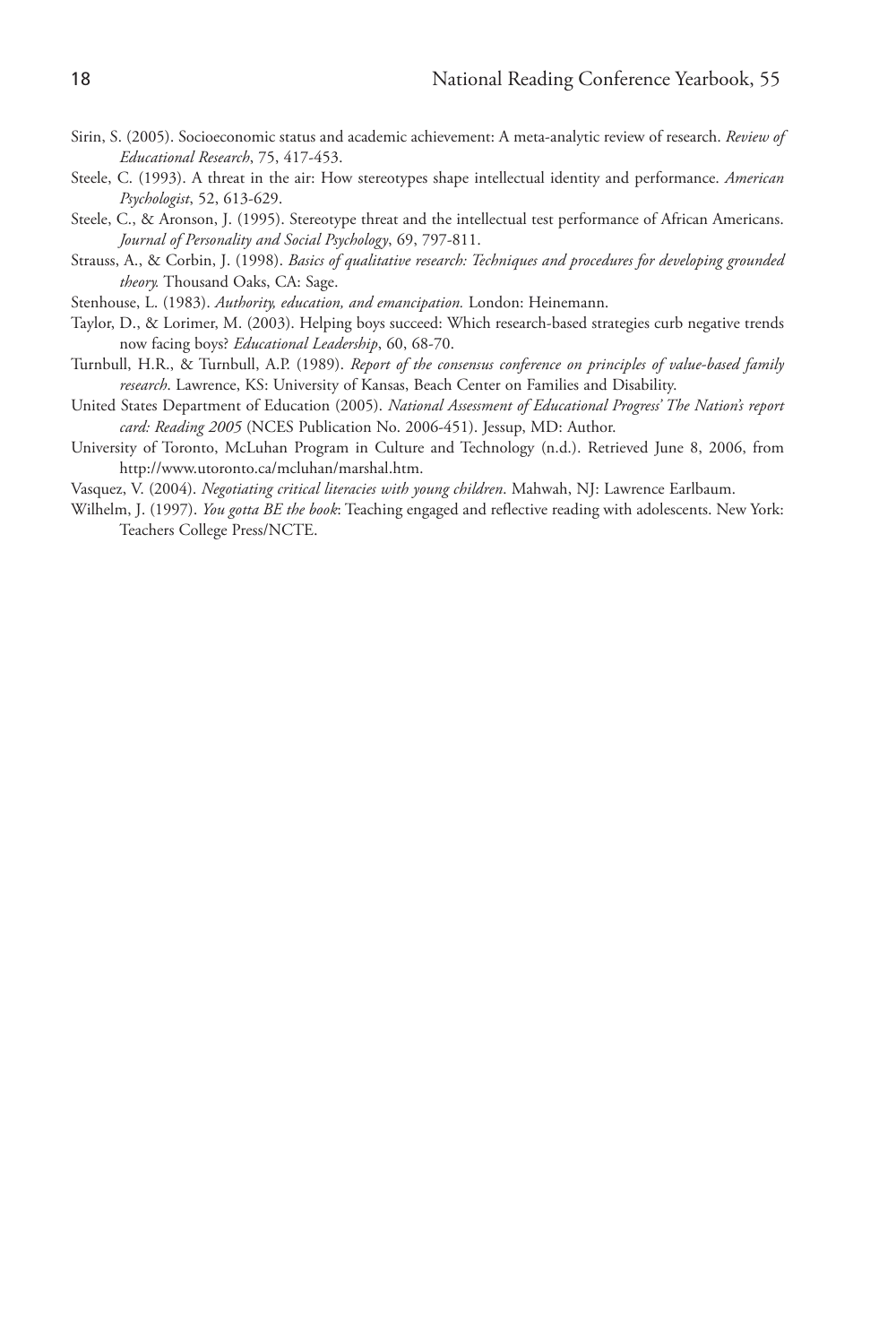Sirin, S. (2005). Socioeconomic status and academic achievement: A meta-analytic review of research. *Review of Educational Research*, 75, 417-453.

Steele, C. (1993). A threat in the air: How stereotypes shape intellectual identity and performance. *American Psychologist*, 52, 613-629.

Steele, C., & Aronson, J. (1995). Stereotype threat and the intellectual test performance of African Americans. *Journal of Personality and Social Psychology*, 69, 797-811.

Strauss, A., & Corbin, J. (1998). *Basics of qualitative research: Techniques and procedures for developing grounded theory.* Thousand Oaks, CA: Sage.

Stenhouse, L. (1983). *Authority, education, and emancipation.* London: Heinemann.

Taylor, D., & Lorimer, M. (2003). Helping boys succeed: Which research-based strategies curb negative trends now facing boys? *Educational Leadership*, 60, 68-70.

Turnbull, H.R., & Turnbull, A.P. (1989). *Report of the consensus conference on principles of value-based family research*. Lawrence, KS: University of Kansas, Beach Center on Families and Disability.

United States Department of Education (2005). *National Assessment of Educational Progress' The Nation's report card: Reading 2005* (NCES Publication No. 2006-451). Jessup, MD: Author.

University of Toronto, McLuhan Program in Culture and Technology (n.d.). Retrieved June 8, 2006, from http://www.utoronto.ca/mcluhan/marshal.htm.

Vasquez, V. (2004). *Negotiating critical literacies with young children*. Mahwah, NJ: Lawrence Earlbaum.

Wilhelm, J. (1997). *You gotta BE the book*: Teaching engaged and reflective reading with adolescents. New York: Teachers College Press/NCTE.